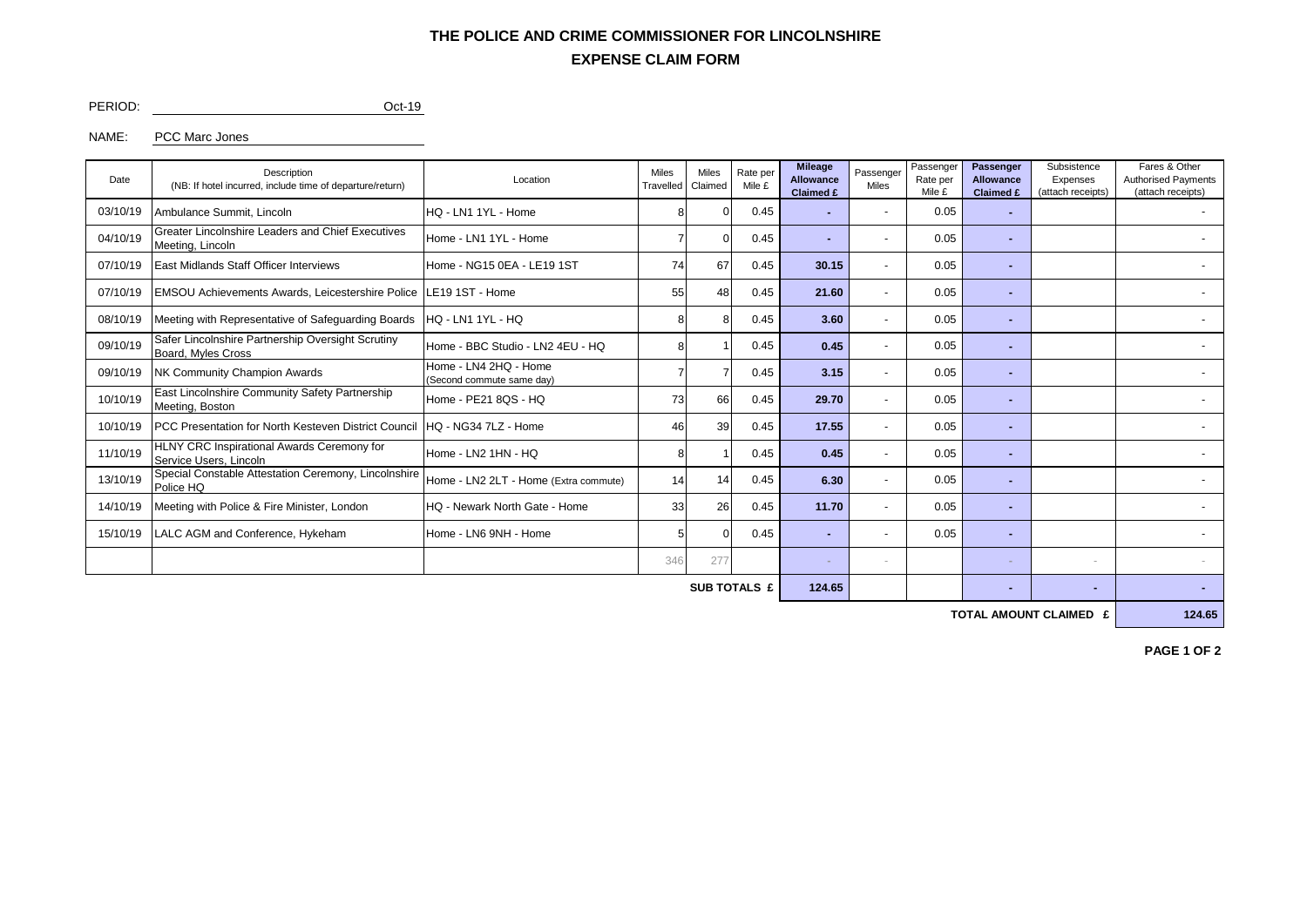# THE POLICE AND CRIME COMMISSIONER FOR LINCOLNSHIRE

## EXPENSE CLAIM FORM

PERIOD: Oct-19

NAME: PCC Marc Jones

| Date | Description (NB: If hotel incurred, include time of departure/return) | Location | Miles Travelled | Miles Claimed | Rate per Mile £ | **Mileage Allowance Claimed £** | Passenger Miles | Passenger Rate per Mile £ | **Passenger Allowance Claimed £** | Subsistence Expenses (attach receipts) | Fares & Other Authorised Payments (attach receipts) |
|---|---|---|---|---|---|---|---|---|---|---|---|
| 03/10/19 | Ambulance Summit, Lincoln | HQ - LN1 1YL - Home | 8 | 0 | 0.45 | **-** | - | 0.05 | **-** | | - |
| 04/10/19 | Greater Lincolnshire Leaders and Chief Executives Meeting, Lincoln | Home - LN1 1YL - Home | 7 | 0 | 0.45 | **-** | - | 0.05 | **-** | | - |
| 07/10/19 | East Midlands Staff Officer Interviews | Home - NG15 0EA - LE19 1ST | 74 | 67 | 0.45 | **30.15** | - | 0.05 | **-** | | - |
| 07/10/19 | EMSOU Achievements Awards, Leicestershire Police | LE19 1ST - Home | 55 | 48 | 0.45 | **21.60** | - | 0.05 | **-** | | - |
| 08/10/19 | Meeting with Representative of Safeguarding Boards | HQ - LN1 1YL - HQ | 8 | 8 | 0.45 | **3.60** | - | 0.05 | **-** | | - |
| 09/10/19 | Safer Lincolnshire Partnership Oversight Scrutiny Board, Myles Cross | Home - BBC Studio - LN2 4EU - HQ | 8 | 1 | 0.45 | **0.45** | - | 0.05 | **-** | | - |
| 09/10/19 | NK Community Champion Awards | Home - LN4 2HQ - Home (Second commute same day) | 7 | 7 | 0.45 | **3.15** | - | 0.05 | **-** | | - |
| 10/10/19 | East Lincolnshire Community Safety Partnership Meeting, Boston | Home - PE21 8QS - HQ | 73 | 66 | 0.45 | **29.70** | - | 0.05 | **-** | | - |
| 10/10/19 | PCC Presentation for North Kesteven District Council | HQ - NG34 7LZ - Home | 46 | 39 | 0.45 | **17.55** | - | 0.05 | **-** | | - |
| 11/10/19 | HLNY CRC Inspirational Awards Ceremony for Service Users, Lincoln | Home - LN2 1HN - HQ | 8 | 1 | 0.45 | **0.45** | - | 0.05 | **-** | | - |
| 13/10/19 | Special Constable Attestation Ceremony, Lincolnshire Police HQ | Home - LN2 2LT - Home (Extra commute) | 14 | 14 | 0.45 | **6.30** | - | 0.05 | **-** | | - |
| 14/10/19 | Meeting with Police & Fire Minister, London | HQ - Newark North Gate - Home | 33 | 26 | 0.45 | **11.70** | - | 0.05 | **-** | | - |
| 15/10/19 | LALC AGM and Conference, Hykeham | Home - LN6 9NH - Home | 5 | 0 | 0.45 | **-** | - | 0.05 | **-** | | - |
| | | | 346 | 277 | | - | - | | - | - | - |
| | | | | | **SUB TOTALS £** | **124.65** | | | **-** | **-** | **-** |
| | | | | | | | | | **TOTAL AMOUNT CLAIMED £** | | **124.65** |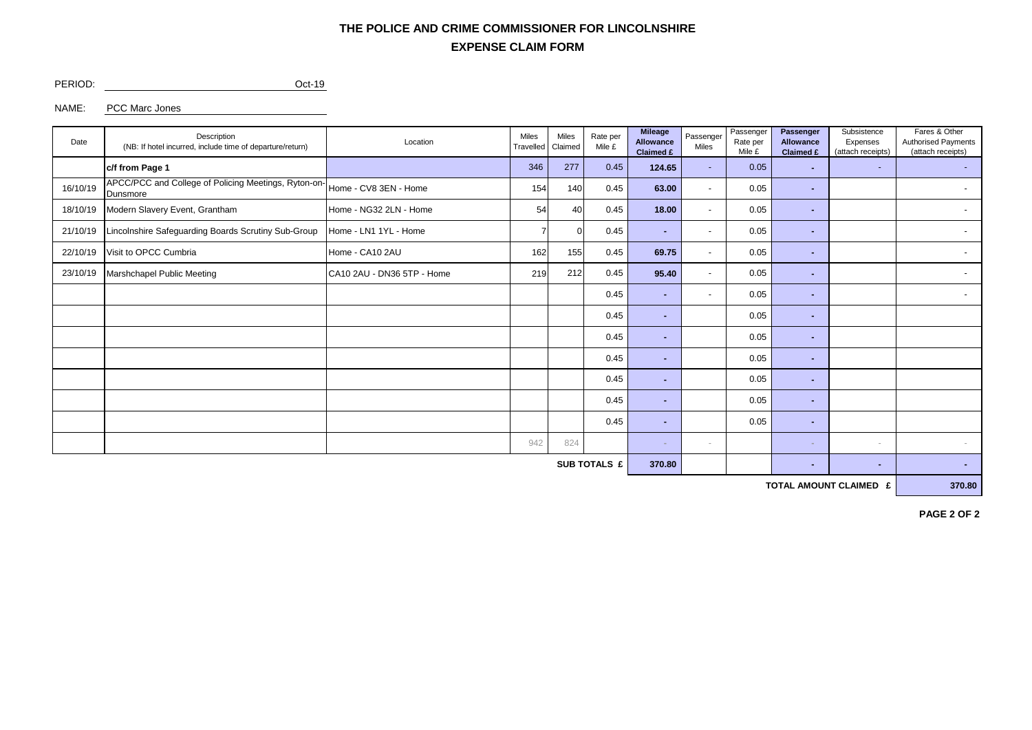# THE POLICE AND CRIME COMMISSIONER FOR LINCOLNSHIRE

## EXPENSE CLAIM FORM

PERIOD: Oct-19

NAME: PCC Marc Jones

| Date | Description (NB: If hotel incurred, include time of departure/return) | Location | Miles Travelled | Miles Claimed | Rate per Mile £ | Mileage Allowance Claimed £ | Passenger Miles | Passenger Rate per Mile £ | Passenger Allowance Claimed £ | Subsistence Expenses (attach receipts) | Fares & Other Authorised Payments (attach receipts) |
|---|---|---|---|---|---|---|---|---|---|---|---|
| | **c/f from Page 1** | | 346 | 277 | 0.45 | **124.65** | - | 0.05 | - | - | - |
| 16/10/19 | APCC/PCC and College of Policing Meetings, Ryton-on-Dunsmore | Home - CV8 3EN - Home | 154 | 140 | 0.45 | **63.00** | - | 0.05 | - | | - |
| 18/10/19 | Modern Slavery Event, Grantham | Home - NG32 2LN - Home | 54 | 40 | 0.45 | **18.00** | - | 0.05 | - | | - |
| 21/10/19 | Lincolnshire Safeguarding Boards Scrutiny Sub-Group | Home - LN1 1YL - Home | 7 | 0 | 0.45 | - | - | 0.05 | - | | - |
| 22/10/19 | Visit to OPCC Cumbria | Home - CA10 2AU | 162 | 155 | 0.45 | **69.75** | - | 0.05 | - | | - |
| 23/10/19 | Marshchapel Public Meeting | CA10 2AU - DN36 5TP - Home | 219 | 212 | 0.45 | **95.40** | - | 0.05 | - | | - |
| | | | | | 0.45 | - | - | 0.05 | - | | - |
| | | | | | 0.45 | - | | 0.05 | - | | |
| | | | | | 0.45 | - | | 0.05 | - | | |
| | | | | | 0.45 | - | | 0.05 | - | | |
| | | | | | 0.45 | - | | 0.05 | - | | |
| | | | | | 0.45 | - | | 0.05 | - | | |
| | | | | | 0.45 | - | | 0.05 | - | | |
| | | | 942 | 824 | | - | - | | - | - | - |
| | | | | | **SUB TOTALS £** | **370.80** | | | - | - | - |
| | | | | | | | | | | **TOTAL AMOUNT CLAIMED £** | **370.80** |

**PAGE 2 OF 2**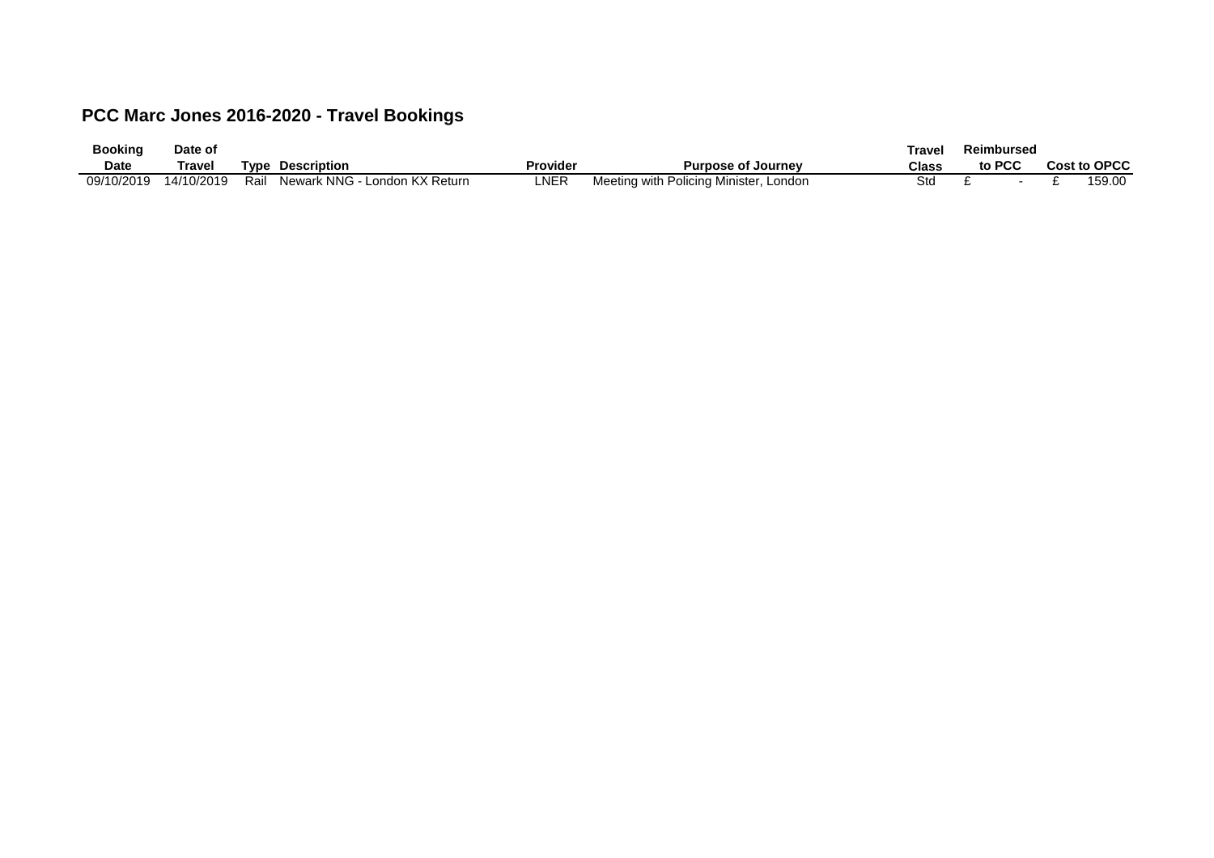# PCC Marc Jones 2016-2020 - Travel Bookings

| Booking Date | Date of Travel | Type | Description | Provider | Purpose of Journey | Travel Class | Reimbursed to PCC | Cost to OPCC |
|---|---|---|---|---|---|---|---|---|
| 09/10/2019 | 14/10/2019 | Rail | Newark NNG - London KX Return | LNER | Meeting with Policing Minister, London | Std | £ - | £ 159.00 |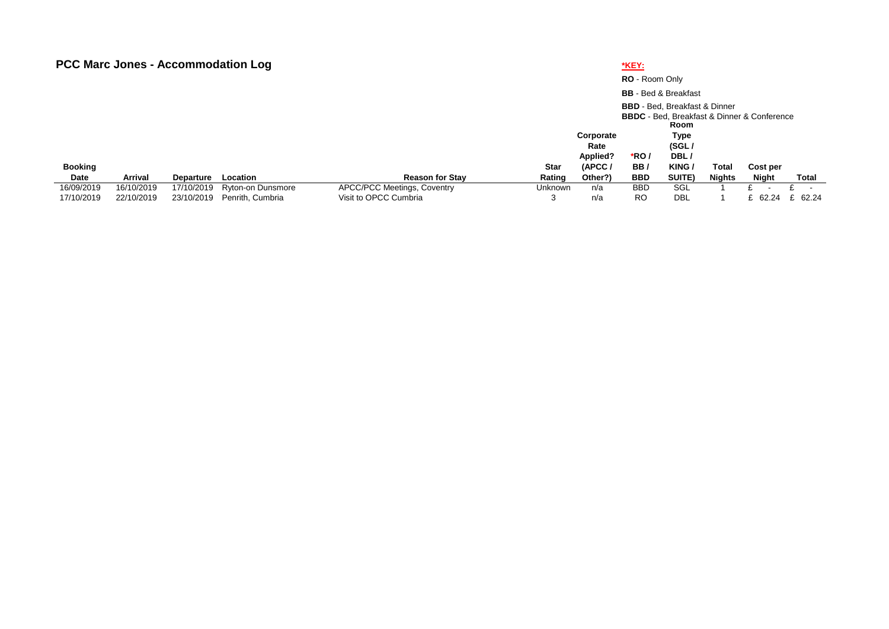# PCC Marc Jones - Accommodation Log

***KEY:**

**RO** - Room Only

**BB** - Bed & Breakfast

**BBD** - Bed, Breakfast & Dinner

**BBDC** - Bed, Breakfast & Dinner & Conference

| Booking Date | Arrival | Departure | Location | Reason for Stay | Star Rating | Corporate Rate Applied? (APCC / Other?) | *RO / BB / BBD | Room Type (SGL / DBL / KING / SUITE) | Total Nights | Cost per Night | Total |
|---|---|---|---|---|---|---|---|---|---|---|---|
| 16/09/2019 | 16/10/2019 | 17/10/2019 | Ryton-on Dunsmore | APCC/PCC Meetings, Coventry | Unknown | n/a | BBD | SGL | 1 | £ - | £ - |
| 17/10/2019 | 22/10/2019 | 23/10/2019 | Penrith, Cumbria | Visit to OPCC Cumbria | 3 | n/a | RO | DBL | 1 | £ 62.24 | £ 62.24 |